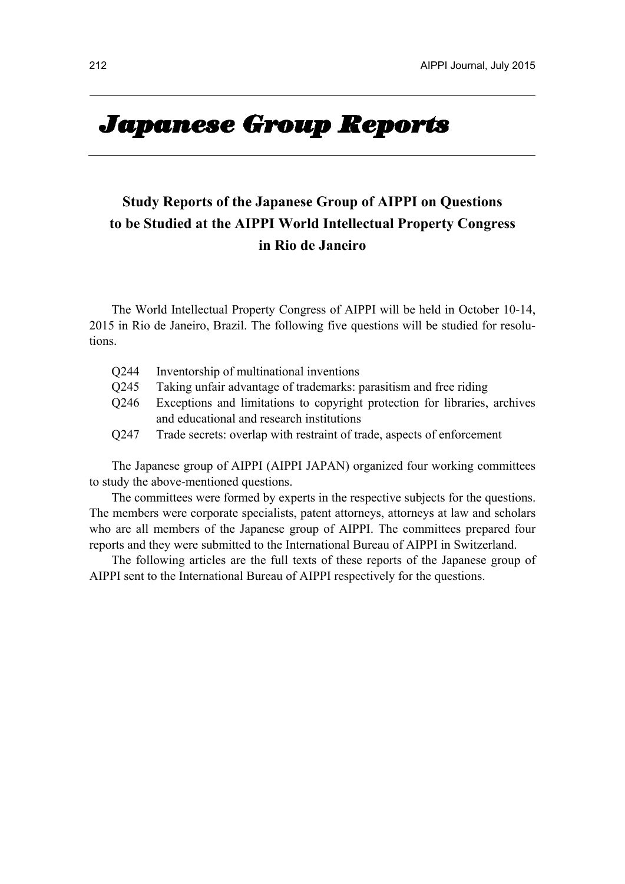# Japanese Group Reports

## Study Reports of the Japanese Group of AIPPI on Questions to be Studied at the AIPPI World Intellectual Property Congress in Rio de Janeiro

The World Intellectual Property Congress of AIPPI will be held in October 10-14, 2015 in Rio de Janeiro, Brazil. The following five questions will be studied for resolutions.

- Q244 Inventorship of multinational inventions
- Q245 Taking unfair advantage of trademarks: parasitism and free riding
- Q246 Exceptions and limitations to copyright protection for libraries, archives and educational and research institutions
- Q247 Trade secrets: overlap with restraint of trade, aspects of enforcement

The Japanese group of AIPPI (AIPPI JAPAN) organized four working committees to study the above-mentioned questions.

The committees were formed by experts in the respective subjects for the questions. The members were corporate specialists, patent attorneys, attorneys at law and scholars who are all members of the Japanese group of AIPPI. The committees prepared four reports and they were submitted to the International Bureau of AIPPI in Switzerland.

The following articles are the full texts of these reports of the Japanese group of AIPPI sent to the International Bureau of AIPPI respectively for the questions.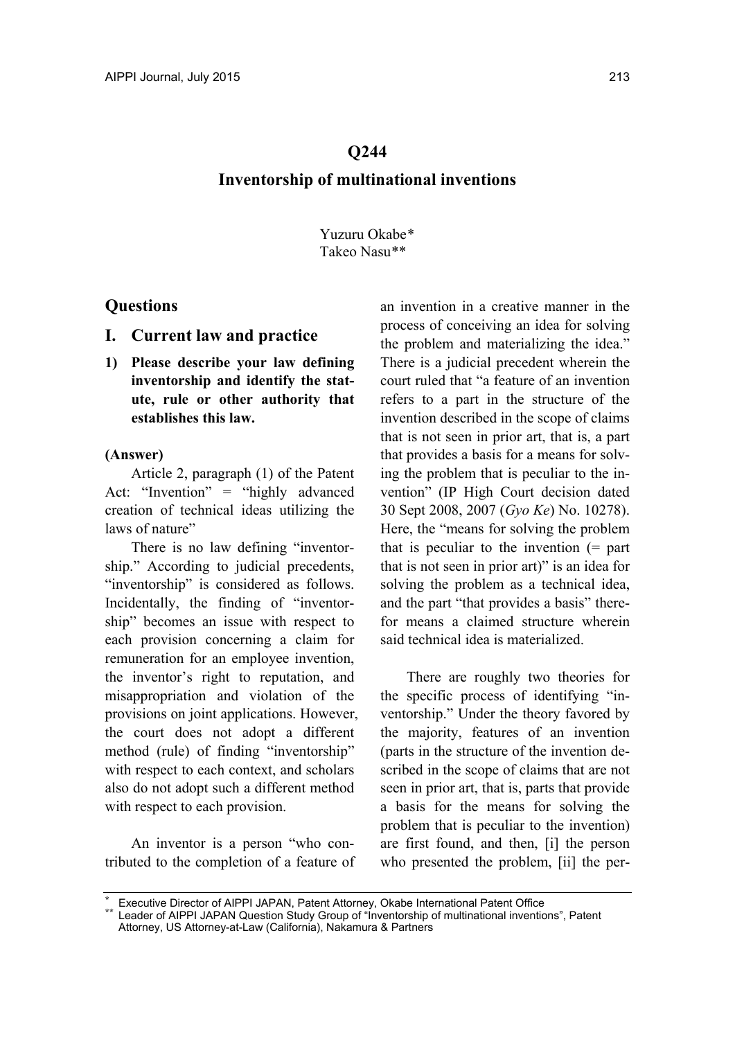# Q244

## Inventorship of multinational inventions

Yuzuru Okabe*
Takeo Nasu**

## Questions

## I. Current law and practice

**1) Please describe your law defining inventorship and identify the statute, rule or other authority that establishes this law.**

**(Answer)**

Article 2, paragraph (1) of the Patent Act: "Invention" = "highly advanced creation of technical ideas utilizing the laws of nature"

There is no law defining "inventorship." According to judicial precedents, "inventorship" is considered as follows. Incidentally, the finding of "inventorship" becomes an issue with respect to each provision concerning a claim for remuneration for an employee invention, the inventor's right to reputation, and misappropriation and violation of the provisions on joint applications. However, the court does not adopt a different method (rule) of finding "inventorship" with respect to each context, and scholars also do not adopt such a different method with respect to each provision.

An inventor is a person "who contributed to the completion of a feature of an invention in a creative manner in the process of conceiving an idea for solving the problem and materializing the idea." There is a judicial precedent wherein the court ruled that "a feature of an invention refers to a part in the structure of the invention described in the scope of claims that is not seen in prior art, that is, a part that provides a basis for a means for solving the problem that is peculiar to the invention" (IP High Court decision dated 30 Sept 2008, 2007 (*Gyo Ke*) No. 10278). Here, the "means for solving the problem that is peculiar to the invention (= part that is not seen in prior art)" is an idea for solving the problem as a technical idea, and the part "that provides a basis" therefor means a claimed structure wherein said technical idea is materialized.

There are roughly two theories for the specific process of identifying "inventorship." Under the theory favored by the majority, features of an invention (parts in the structure of the invention described in the scope of claims that are not seen in prior art, that is, parts that provide a basis for the means for solving the problem that is peculiar to the invention) are first found, and then, [i] the person who presented the problem, [ii] the per-

---

* Executive Director of AIPPI JAPAN, Patent Attorney, Okabe International Patent Office

** Leader of AIPPI JAPAN Question Study Group of "Inventorship of multinational inventions", Patent Attorney, US Attorney-at-Law (California), Nakamura & Partners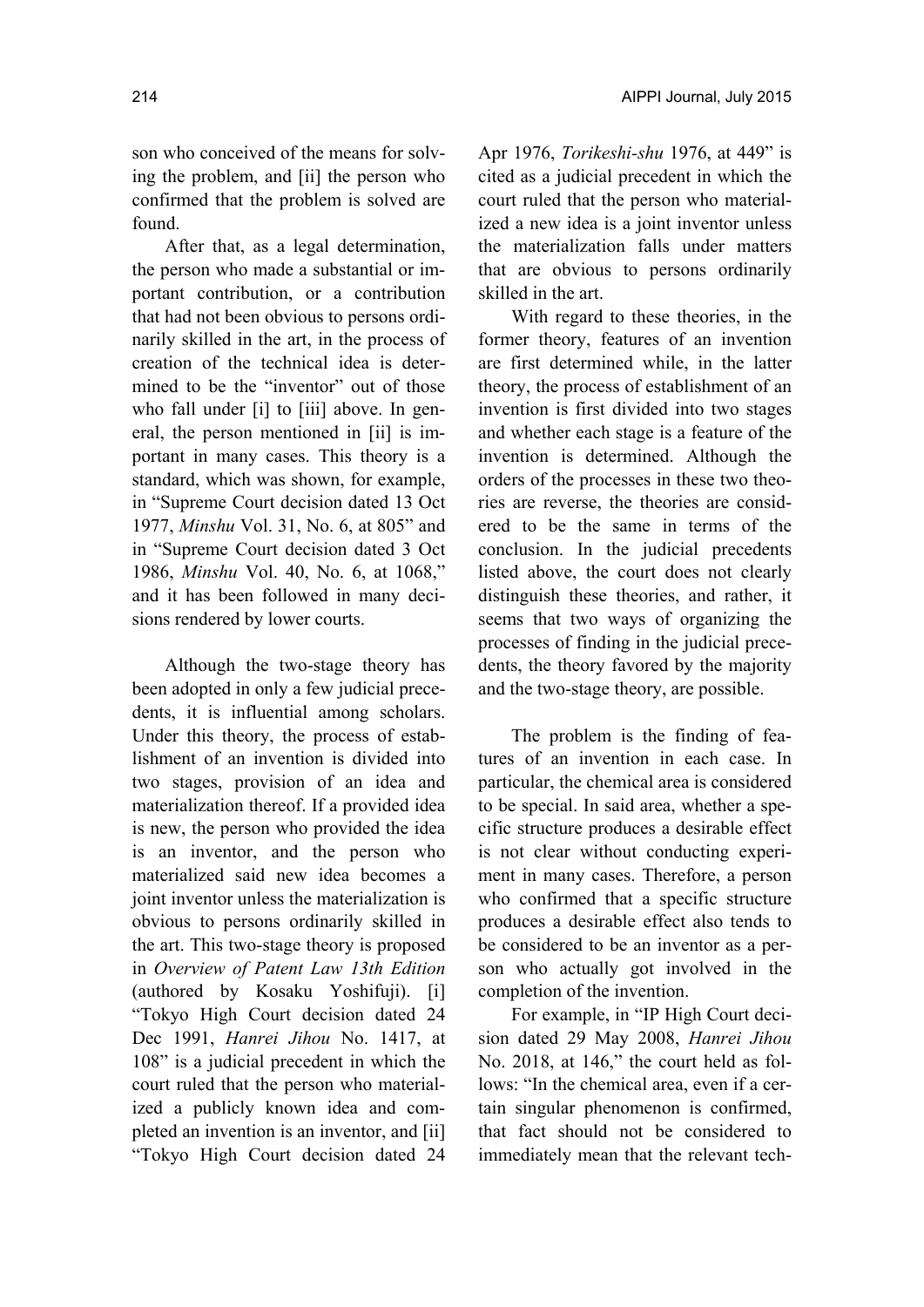son who conceived of the means for solving the problem, and [ii] the person who confirmed that the problem is solved are found.

After that, as a legal determination, the person who made a substantial or important contribution, or a contribution that had not been obvious to persons ordinarily skilled in the art, in the process of creation of the technical idea is determined to be the "inventor" out of those who fall under [i] to [iii] above. In general, the person mentioned in [ii] is important in many cases. This theory is a standard, which was shown, for example, in "Supreme Court decision dated 13 Oct 1977, *Minshu* Vol. 31, No. 6, at 805" and in "Supreme Court decision dated 3 Oct 1986, *Minshu* Vol. 40, No. 6, at 1068," and it has been followed in many decisions rendered by lower courts.

Although the two-stage theory has been adopted in only a few judicial precedents, it is influential among scholars. Under this theory, the process of establishment of an invention is divided into two stages, provision of an idea and materialization thereof. If a provided idea is new, the person who provided the idea is an inventor, and the person who materialized said new idea becomes a joint inventor unless the materialization is obvious to persons ordinarily skilled in the art. This two-stage theory is proposed in *Overview of Patent Law 13th Edition* (authored by Kosaku Yoshifuji). [i] "Tokyo High Court decision dated 24 Dec 1991, *Hanrei Jihou* No. 1417, at 108" is a judicial precedent in which the court ruled that the person who materialized a publicly known idea and completed an invention is an inventor, and [ii] "Tokyo High Court decision dated 24 Apr 1976, *Torikeshi-shu* 1976, at 449" is cited as a judicial precedent in which the court ruled that the person who materialized a new idea is a joint inventor unless the materialization falls under matters that are obvious to persons ordinarily skilled in the art.

With regard to these theories, in the former theory, features of an invention are first determined while, in the latter theory, the process of establishment of an invention is first divided into two stages and whether each stage is a feature of the invention is determined. Although the orders of the processes in these two theories are reverse, the theories are considered to be the same in terms of the conclusion. In the judicial precedents listed above, the court does not clearly distinguish these theories, and rather, it seems that two ways of organizing the processes of finding in the judicial precedents, the theory favored by the majority and the two-stage theory, are possible.

The problem is the finding of features of an invention in each case. In particular, the chemical area is considered to be special. In said area, whether a specific structure produces a desirable effect is not clear without conducting experiment in many cases. Therefore, a person who confirmed that a specific structure produces a desirable effect also tends to be considered to be an inventor as a person who actually got involved in the completion of the invention.

For example, in "IP High Court decision dated 29 May 2008, *Hanrei Jihou* No. 2018, at 146," the court held as follows: "In the chemical area, even if a certain singular phenomenon is confirmed, that fact should not be considered to immediately mean that the relevant tech-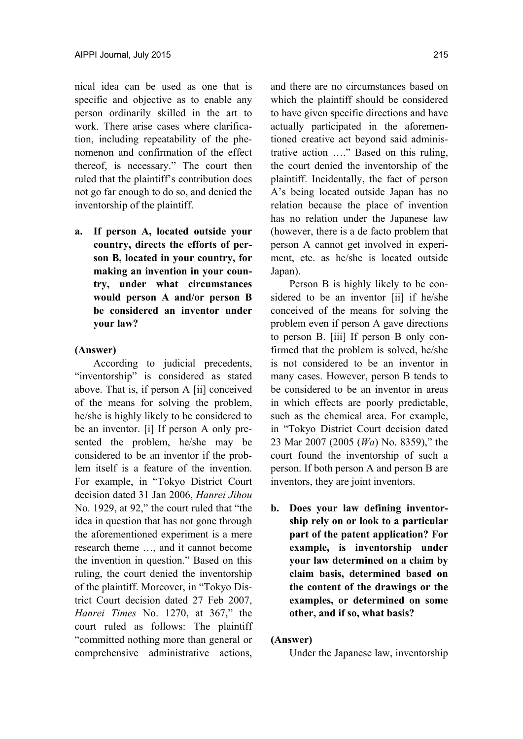nical idea can be used as one that is specific and objective as to enable any person ordinarily skilled in the art to work. There arise cases where clarification, including repeatability of the phenomenon and confirmation of the effect thereof, is necessary." The court then ruled that the plaintiff's contribution does not go far enough to do so, and denied the inventorship of the plaintiff.

**a. If person A, located outside your country, directs the efforts of person B, located in your country, for making an invention in your country, under what circumstances would person A and/or person B be considered an inventor under your law?**

**(Answer)**

According to judicial precedents, "inventorship" is considered as stated above. That is, if person A [ii] conceived of the means for solving the problem, he/she is highly likely to be considered to be an inventor. [i] If person A only presented the problem, he/she may be considered to be an inventor if the problem itself is a feature of the invention. For example, in "Tokyo District Court decision dated 31 Jan 2006, *Hanrei Jihou* No. 1929, at 92," the court ruled that "the idea in question that has not gone through the aforementioned experiment is a mere research theme …, and it cannot become the invention in question." Based on this ruling, the court denied the inventorship of the plaintiff. Moreover, in "Tokyo District Court decision dated 27 Feb 2007, *Hanrei Times* No. 1270, at 367," the court ruled as follows: The plaintiff "committed nothing more than general or comprehensive administrative actions, and there are no circumstances based on which the plaintiff should be considered to have given specific directions and have actually participated in the aforementioned creative act beyond said administrative action …." Based on this ruling, the court denied the inventorship of the plaintiff. Incidentally, the fact of person A's being located outside Japan has no relation because the place of invention has no relation under the Japanese law (however, there is a de facto problem that person A cannot get involved in experiment, etc. as he/she is located outside Japan).

Person B is highly likely to be considered to be an inventor [ii] if he/she conceived of the means for solving the problem even if person A gave directions to person B. [iii] If person B only confirmed that the problem is solved, he/she is not considered to be an inventor in many cases. However, person B tends to be considered to be an inventor in areas in which effects are poorly predictable, such as the chemical area. For example, in "Tokyo District Court decision dated 23 Mar 2007 (2005 (*Wa*) No. 8359)," the court found the inventorship of such a person. If both person A and person B are inventors, they are joint inventors.

**b. Does your law defining inventorship rely on or look to a particular part of the patent application? For example, is inventorship under your law determined on a claim by claim basis, determined based on the content of the drawings or the examples, or determined on some other, and if so, what basis?**

**(Answer)**

Under the Japanese law, inventorship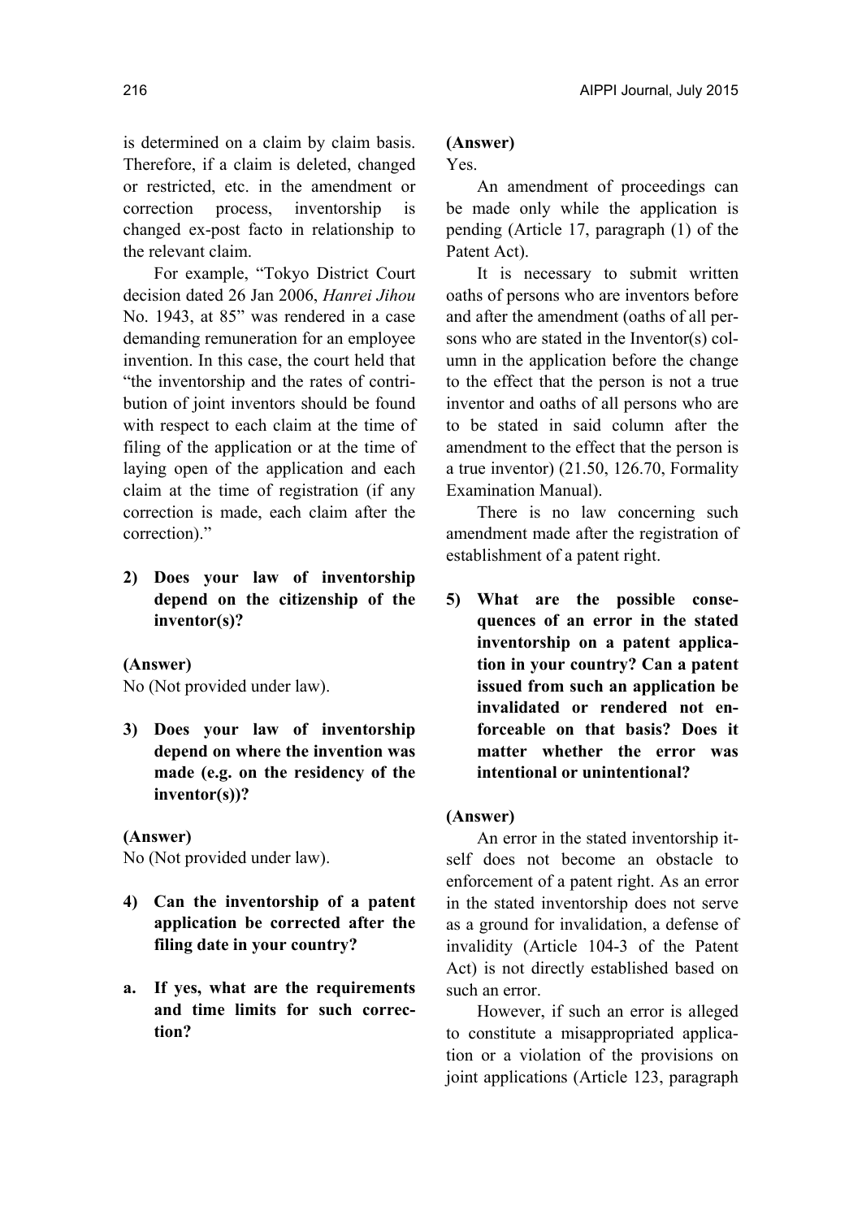is determined on a claim by claim basis. Therefore, if a claim is deleted, changed or restricted, etc. in the amendment or correction process, inventorship is changed ex-post facto in relationship to the relevant claim.

For example, "Tokyo District Court decision dated 26 Jan 2006, *Hanrei Jihou* No. 1943, at 85" was rendered in a case demanding remuneration for an employee invention. In this case, the court held that "the inventorship and the rates of contribution of joint inventors should be found with respect to each claim at the time of filing of the application or at the time of laying open of the application and each claim at the time of registration (if any correction is made, each claim after the correction)."

**2) Does your law of inventorship depend on the citizenship of the inventor(s)?**

**(Answer)**
No (Not provided under law).

**3) Does your law of inventorship depend on where the invention was made (e.g. on the residency of the inventor(s))?**

**(Answer)**
No (Not provided under law).

**4) Can the inventorship of a patent application be corrected after the filing date in your country?**

**a. If yes, what are the requirements and time limits for such correction?**

**(Answer)**
Yes.

An amendment of proceedings can be made only while the application is pending (Article 17, paragraph (1) of the Patent Act).

It is necessary to submit written oaths of persons who are inventors before and after the amendment (oaths of all persons who are stated in the Inventor(s) column in the application before the change to the effect that the person is not a true inventor and oaths of all persons who are to be stated in said column after the amendment to the effect that the person is a true inventor) (21.50, 126.70, Formality Examination Manual).

There is no law concerning such amendment made after the registration of establishment of a patent right.

**5) What are the possible consequences of an error in the stated inventorship on a patent application in your country? Can a patent issued from such an application be invalidated or rendered not enforceable on that basis? Does it matter whether the error was intentional or unintentional?**

**(Answer)**

An error in the stated inventorship itself does not become an obstacle to enforcement of a patent right. As an error in the stated inventorship does not serve as a ground for invalidation, a defense of invalidity (Article 104-3 of the Patent Act) is not directly established based on such an error.

However, if such an error is alleged to constitute a misappropriated application or a violation of the provisions on joint applications (Article 123, paragraph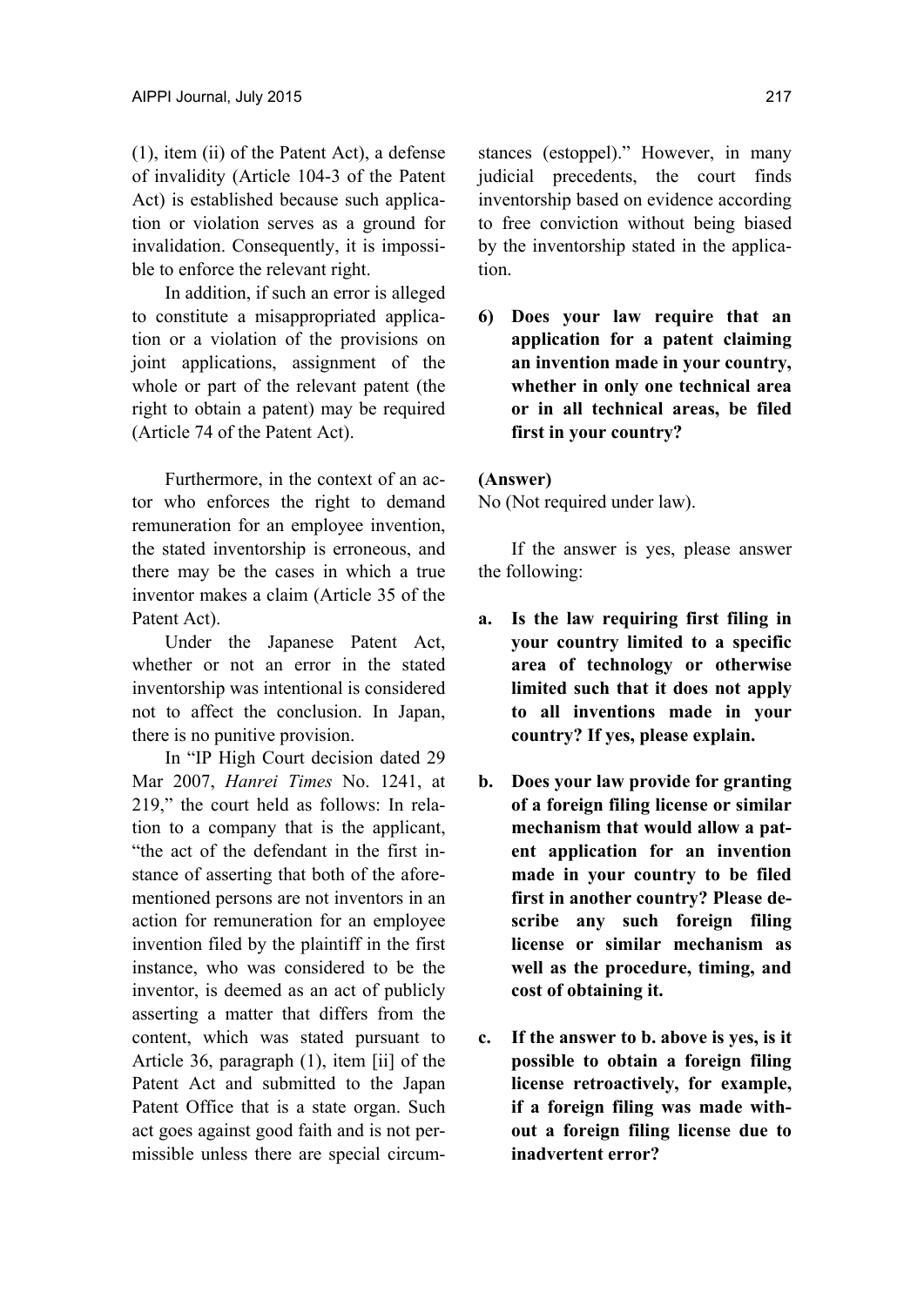(1), item (ii) of the Patent Act), a defense of invalidity (Article 104-3 of the Patent Act) is established because such application or violation serves as a ground for invalidation. Consequently, it is impossible to enforce the relevant right.

In addition, if such an error is alleged to constitute a misappropriated application or a violation of the provisions on joint applications, assignment of the whole or part of the relevant patent (the right to obtain a patent) may be required (Article 74 of the Patent Act).

Furthermore, in the context of an actor who enforces the right to demand remuneration for an employee invention, the stated inventorship is erroneous, and there may be the cases in which a true inventor makes a claim (Article 35 of the Patent Act).

Under the Japanese Patent Act, whether or not an error in the stated inventorship was intentional is considered not to affect the conclusion. In Japan, there is no punitive provision.

In "IP High Court decision dated 29 Mar 2007, *Hanrei Times* No. 1241, at 219," the court held as follows: In relation to a company that is the applicant, "the act of the defendant in the first instance of asserting that both of the aforementioned persons are not inventors in an action for remuneration for an employee invention filed by the plaintiff in the first instance, who was considered to be the inventor, is deemed as an act of publicly asserting a matter that differs from the content, which was stated pursuant to Article 36, paragraph (1), item [ii] of the Patent Act and submitted to the Japan Patent Office that is a state organ. Such act goes against good faith and is not permissible unless there are special circumstances (estoppel)." However, in many judicial precedents, the court finds inventorship based on evidence according to free conviction without being biased by the inventorship stated in the application.

**6) Does your law require that an application for a patent claiming an invention made in your country, whether in only one technical area or in all technical areas, be filed first in your country?**

**(Answer)**

No (Not required under law).

If the answer is yes, please answer the following:

**a. Is the law requiring first filing in your country limited to a specific area of technology or otherwise limited such that it does not apply to all inventions made in your country? If yes, please explain.**

**b. Does your law provide for granting of a foreign filing license or similar mechanism that would allow a patent application for an invention made in your country to be filed first in another country? Please describe any such foreign filing license or similar mechanism as well as the procedure, timing, and cost of obtaining it.**

**c. If the answer to b. above is yes, is it possible to obtain a foreign filing license retroactively, for example, if a foreign filing was made without a foreign filing license due to inadvertent error?**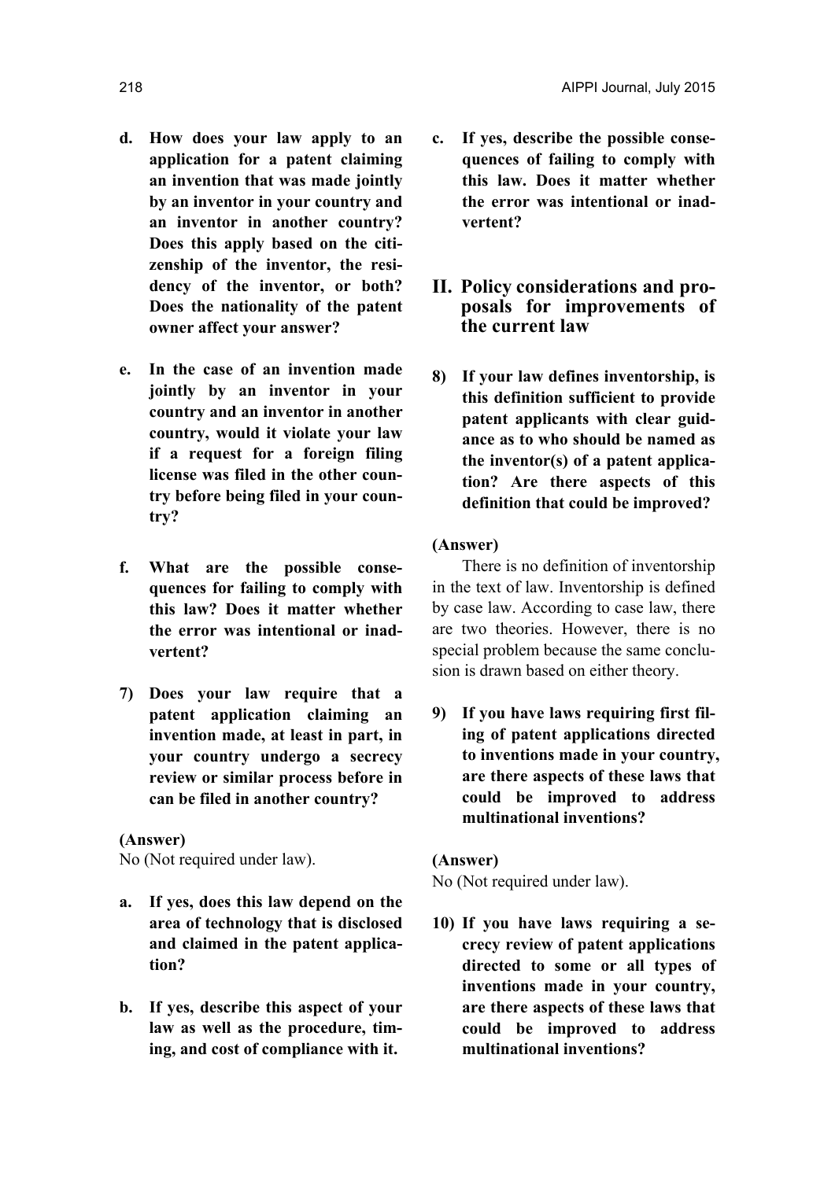**d. How does your law apply to an application for a patent claiming an invention that was made jointly by an inventor in your country and an inventor in another country? Does this apply based on the citizenship of the inventor, the residency of the inventor, or both? Does the nationality of the patent owner affect your answer?**

**e. In the case of an invention made jointly by an inventor in your country and an inventor in another country, would it violate your law if a request for a foreign filing license was filed in the other country before being filed in your country?**

**f. What are the possible consequences for failing to comply with this law? Does it matter whether the error was intentional or inadvertent?**

**7) Does your law require that a patent application claiming an invention made, at least in part, in your country undergo a secrecy review or similar process before in can be filed in another country?**

**(Answer)**

No (Not required under law).

**a. If yes, does this law depend on the area of technology that is disclosed and claimed in the patent application?**

**b. If yes, describe this aspect of your law as well as the procedure, timing, and cost of compliance with it.**

**c. If yes, describe the possible consequences of failing to comply with this law. Does it matter whether the error was intentional or inadvertent?**

## II. Policy considerations and proposals for improvements of the current law

**8) If your law defines inventorship, is this definition sufficient to provide patent applicants with clear guidance as to who should be named as the inventor(s) of a patent application? Are there aspects of this definition that could be improved?**

**(Answer)**

There is no definition of inventorship in the text of law. Inventorship is defined by case law. According to case law, there are two theories. However, there is no special problem because the same conclusion is drawn based on either theory.

**9) If you have laws requiring first filing of patent applications directed to inventions made in your country, are there aspects of these laws that could be improved to address multinational inventions?**

**(Answer)**

No (Not required under law).

**10) If you have laws requiring a secrecy review of patent applications directed to some or all types of inventions made in your country, are there aspects of these laws that could be improved to address multinational inventions?**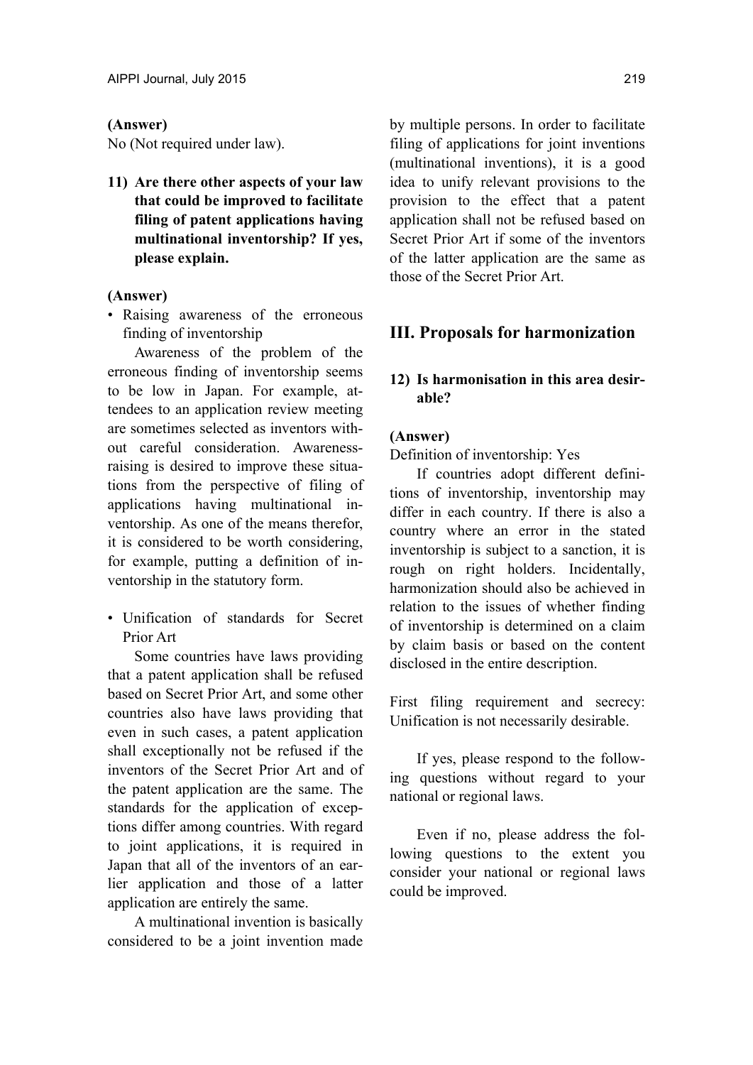**(Answer)**

No (Not required under law).

**11) Are there other aspects of your law that could be improved to facilitate filing of patent applications having multinational inventorship? If yes, please explain.**

**(Answer)**

- Raising awareness of the erroneous finding of inventorship

  Awareness of the problem of the erroneous finding of inventorship seems to be low in Japan. For example, attendees to an application review meeting are sometimes selected as inventors without careful consideration. Awareness-raising is desired to improve these situations from the perspective of filing of applications having multinational inventorship. As one of the means therefor, it is considered to be worth considering, for example, putting a definition of inventorship in the statutory form.

- Unification of standards for Secret Prior Art

  Some countries have laws providing that a patent application shall be refused based on Secret Prior Art, and some other countries also have laws providing that even in such cases, a patent application shall exceptionally not be refused if the inventors of the Secret Prior Art and of the patent application are the same. The standards for the application of exceptions differ among countries. With regard to joint applications, it is required in Japan that all of the inventors of an earlier application and those of a latter application are entirely the same.

  A multinational invention is basically considered to be a joint invention made by multiple persons. In order to facilitate filing of applications for joint inventions (multinational inventions), it is a good idea to unify relevant provisions to the provision to the effect that a patent application shall not be refused based on Secret Prior Art if some of the inventors of the latter application are the same as those of the Secret Prior Art.

## III. Proposals for harmonization

**12) Is harmonisation in this area desirable?**

**(Answer)**

Definition of inventorship: Yes

If countries adopt different definitions of inventorship, inventorship may differ in each country. If there is also a country where an error in the stated inventorship is subject to a sanction, it is rough on right holders. Incidentally, harmonization should also be achieved in relation to the issues of whether finding of inventorship is determined on a claim by claim basis or based on the content disclosed in the entire description.

First filing requirement and secrecy: Unification is not necessarily desirable.

If yes, please respond to the following questions without regard to your national or regional laws.

Even if no, please address the following questions to the extent you consider your national or regional laws could be improved.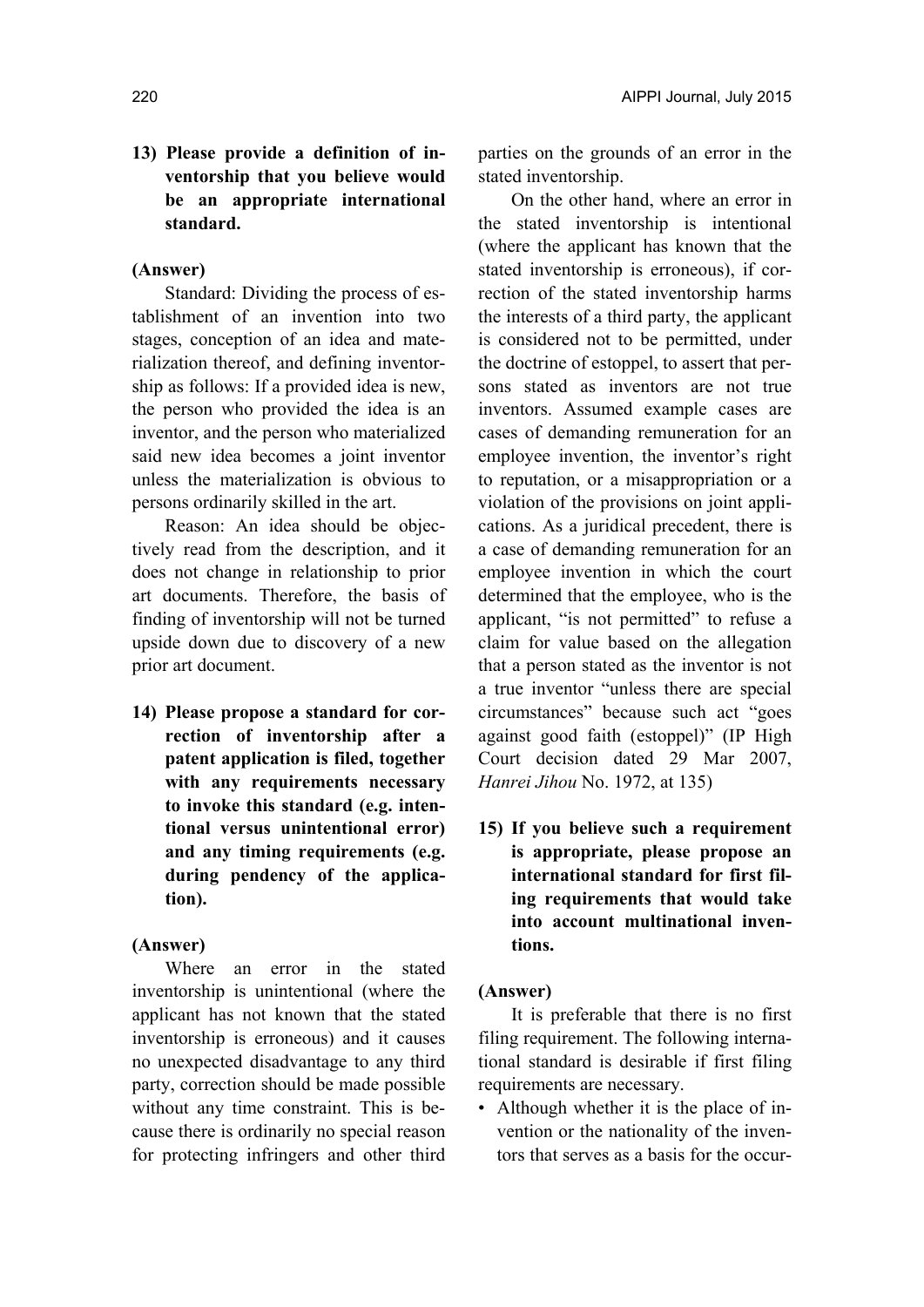**13) Please provide a definition of inventorship that you believe would be an appropriate international standard.**

**(Answer)**

Standard: Dividing the process of establishment of an invention into two stages, conception of an idea and materialization thereof, and defining inventorship as follows: If a provided idea is new, the person who provided the idea is an inventor, and the person who materialized said new idea becomes a joint inventor unless the materialization is obvious to persons ordinarily skilled in the art.

Reason: An idea should be objectively read from the description, and it does not change in relationship to prior art documents. Therefore, the basis of finding of inventorship will not be turned upside down due to discovery of a new prior art document.

**14) Please propose a standard for correction of inventorship after a patent application is filed, together with any requirements necessary to invoke this standard (e.g. intentional versus unintentional error) and any timing requirements (e.g. during pendency of the application).**

**(Answer)**

Where an error in the stated inventorship is unintentional (where the applicant has not known that the stated inventorship is erroneous) and it causes no unexpected disadvantage to any third party, correction should be made possible without any time constraint. This is because there is ordinarily no special reason for protecting infringers and other third parties on the grounds of an error in the stated inventorship.

On the other hand, where an error in the stated inventorship is intentional (where the applicant has known that the stated inventorship is erroneous), if correction of the stated inventorship harms the interests of a third party, the applicant is considered not to be permitted, under the doctrine of estoppel, to assert that persons stated as inventors are not true inventors. Assumed example cases are cases of demanding remuneration for an employee invention, the inventor's right to reputation, or a misappropriation or a violation of the provisions on joint applications. As a juridical precedent, there is a case of demanding remuneration for an employee invention in which the court determined that the employee, who is the applicant, "is not permitted" to refuse a claim for value based on the allegation that a person stated as the inventor is not a true inventor "unless there are special circumstances" because such act "goes against good faith (estoppel)" (IP High Court decision dated 29 Mar 2007, *Hanrei Jihou* No. 1972, at 135)

**15) If you believe such a requirement is appropriate, please propose an international standard for first filing requirements that would take into account multinational inventions.**

**(Answer)**

It is preferable that there is no first filing requirement. The following international standard is desirable if first filing requirements are necessary.

- Although whether it is the place of invention or the nationality of the inventors that serves as a basis for the occur-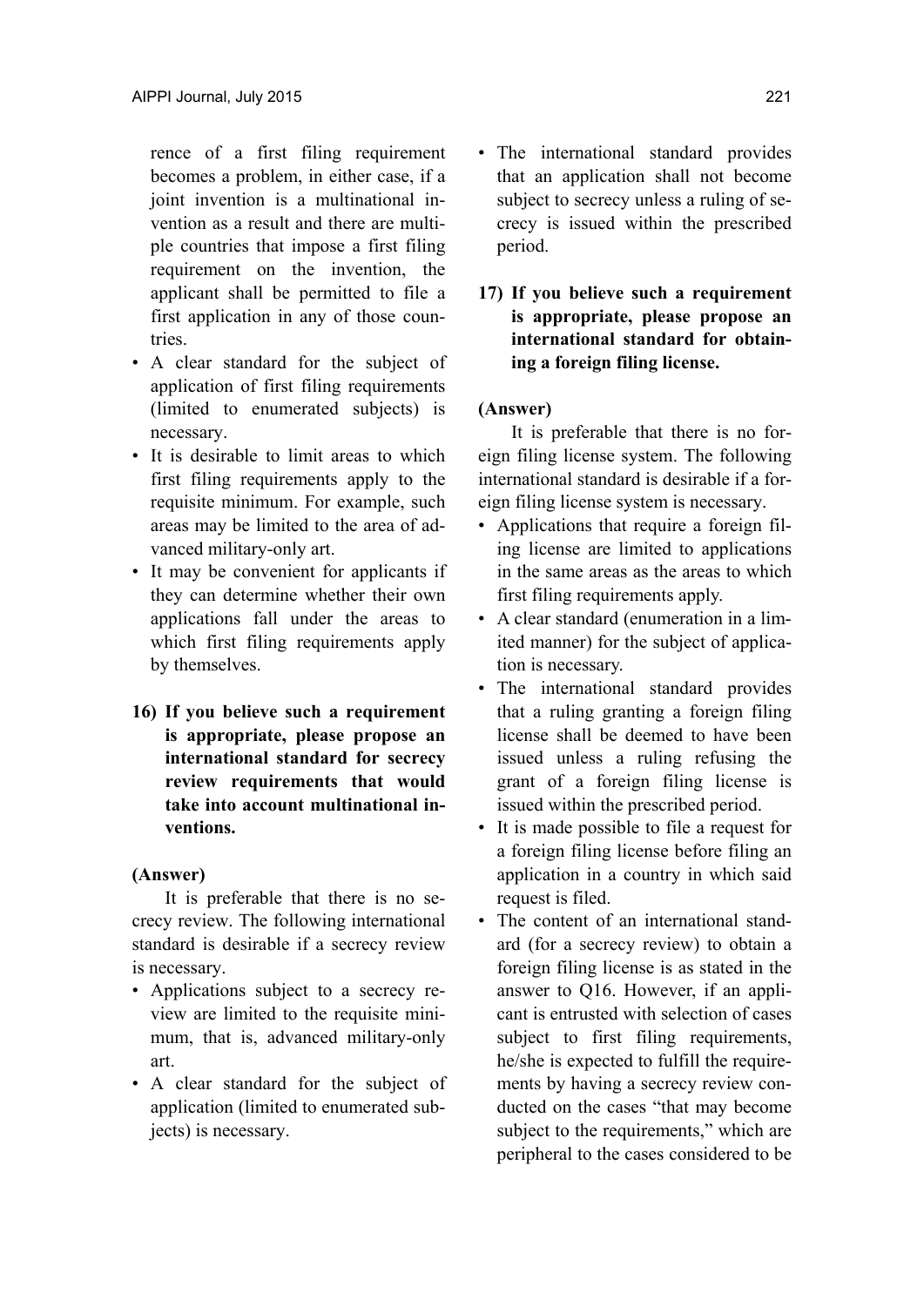rence of a first filing requirement becomes a problem, in either case, if a joint invention is a multinational invention as a result and there are multiple countries that impose a first filing requirement on the invention, the applicant shall be permitted to file a first application in any of those countries.

- A clear standard for the subject of application of first filing requirements (limited to enumerated subjects) is necessary.
- It is desirable to limit areas to which first filing requirements apply to the requisite minimum. For example, such areas may be limited to the area of advanced military-only art.
- It may be convenient for applicants if they can determine whether their own applications fall under the areas to which first filing requirements apply by themselves.

**16) If you believe such a requirement is appropriate, please propose an international standard for secrecy review requirements that would take into account multinational inventions.**

**(Answer)**

It is preferable that there is no secrecy review. The following international standard is desirable if a secrecy review is necessary.

- Applications subject to a secrecy review are limited to the requisite minimum, that is, advanced military-only art.
- A clear standard for the subject of application (limited to enumerated subjects) is necessary.
- The international standard provides that an application shall not become subject to secrecy unless a ruling of secrecy is issued within the prescribed period.

**17) If you believe such a requirement is appropriate, please propose an international standard for obtaining a foreign filing license.**

**(Answer)**

It is preferable that there is no foreign filing license system. The following international standard is desirable if a foreign filing license system is necessary.

- Applications that require a foreign filing license are limited to applications in the same areas as the areas to which first filing requirements apply.
- A clear standard (enumeration in a limited manner) for the subject of application is necessary.
- The international standard provides that a ruling granting a foreign filing license shall be deemed to have been issued unless a ruling refusing the grant of a foreign filing license is issued within the prescribed period.
- It is made possible to file a request for a foreign filing license before filing an application in a country in which said request is filed.
- The content of an international standard (for a secrecy review) to obtain a foreign filing license is as stated in the answer to Q16. However, if an applicant is entrusted with selection of cases subject to first filing requirements, he/she is expected to fulfill the requirements by having a secrecy review conducted on the cases "that may become subject to the requirements," which are peripheral to the cases considered to be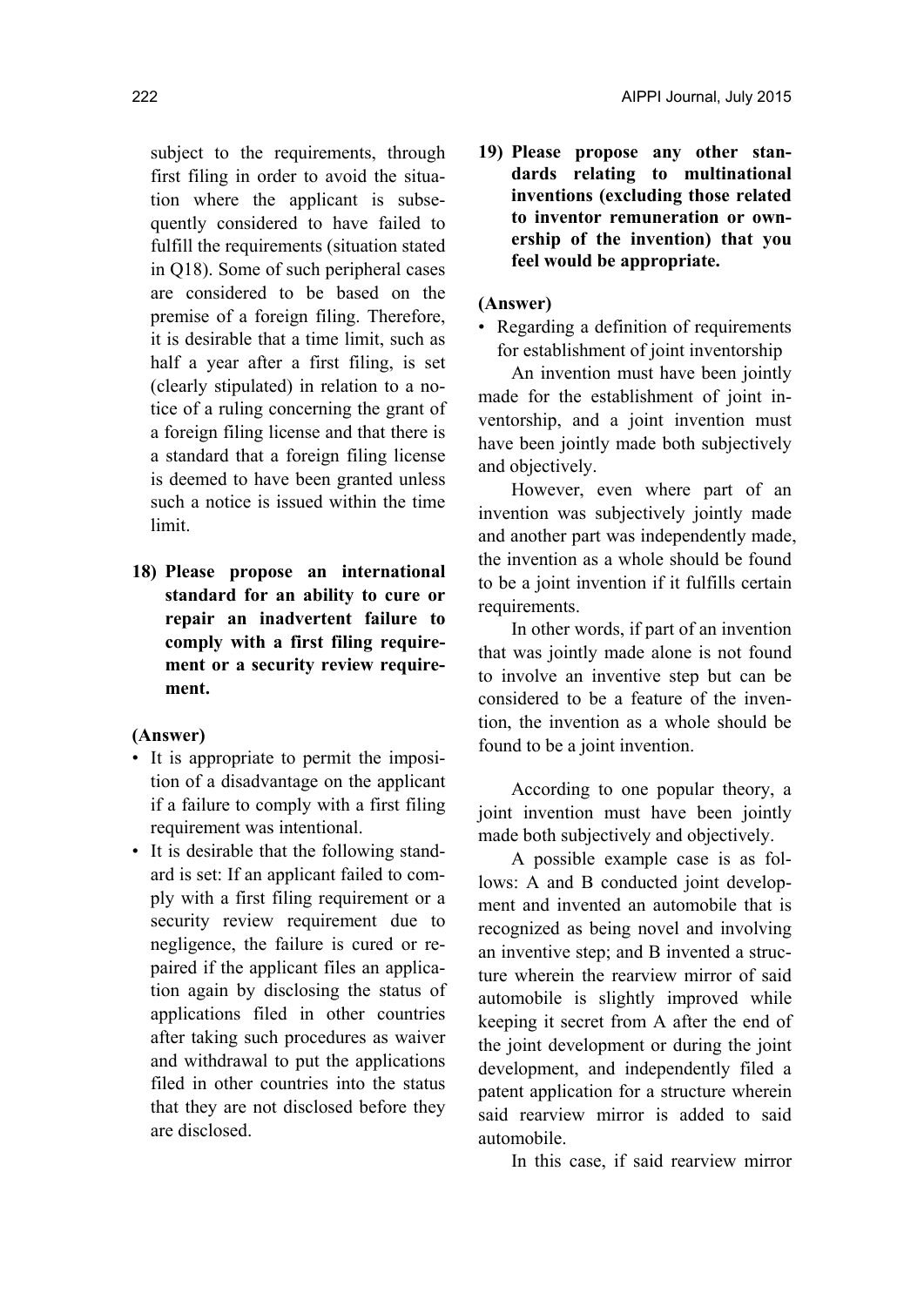subject to the requirements, through first filing in order to avoid the situation where the applicant is subsequently considered to have failed to fulfill the requirements (situation stated in Q18). Some of such peripheral cases are considered to be based on the premise of a foreign filing. Therefore, it is desirable that a time limit, such as half a year after a first filing, is set (clearly stipulated) in relation to a notice of a ruling concerning the grant of a foreign filing license and that there is a standard that a foreign filing license is deemed to have been granted unless such a notice is issued within the time limit.

**18) Please propose an international standard for an ability to cure or repair an inadvertent failure to comply with a first filing requirement or a security review requirement.**

**(Answer)**

- It is appropriate to permit the imposition of a disadvantage on the applicant if a failure to comply with a first filing requirement was intentional.
- It is desirable that the following standard is set: If an applicant failed to comply with a first filing requirement or a security review requirement due to negligence, the failure is cured or repaired if the applicant files an application again by disclosing the status of applications filed in other countries after taking such procedures as waiver and withdrawal to put the applications filed in other countries into the status that they are not disclosed before they are disclosed.

**19) Please propose any other standards relating to multinational inventions (excluding those related to inventor remuneration or ownership of the invention) that you feel would be appropriate.**

**(Answer)**

- Regarding a definition of requirements for establishment of joint inventorship

An invention must have been jointly made for the establishment of joint inventorship, and a joint invention must have been jointly made both subjectively and objectively.

However, even where part of an invention was subjectively jointly made and another part was independently made, the invention as a whole should be found to be a joint invention if it fulfills certain requirements.

In other words, if part of an invention that was jointly made alone is not found to involve an inventive step but can be considered to be a feature of the invention, the invention as a whole should be found to be a joint invention.

According to one popular theory, a joint invention must have been jointly made both subjectively and objectively.

A possible example case is as follows: A and B conducted joint development and invented an automobile that is recognized as being novel and involving an inventive step; and B invented a structure wherein the rearview mirror of said automobile is slightly improved while keeping it secret from A after the end of the joint development or during the joint development, and independently filed a patent application for a structure wherein said rearview mirror is added to said automobile.

In this case, if said rearview mirror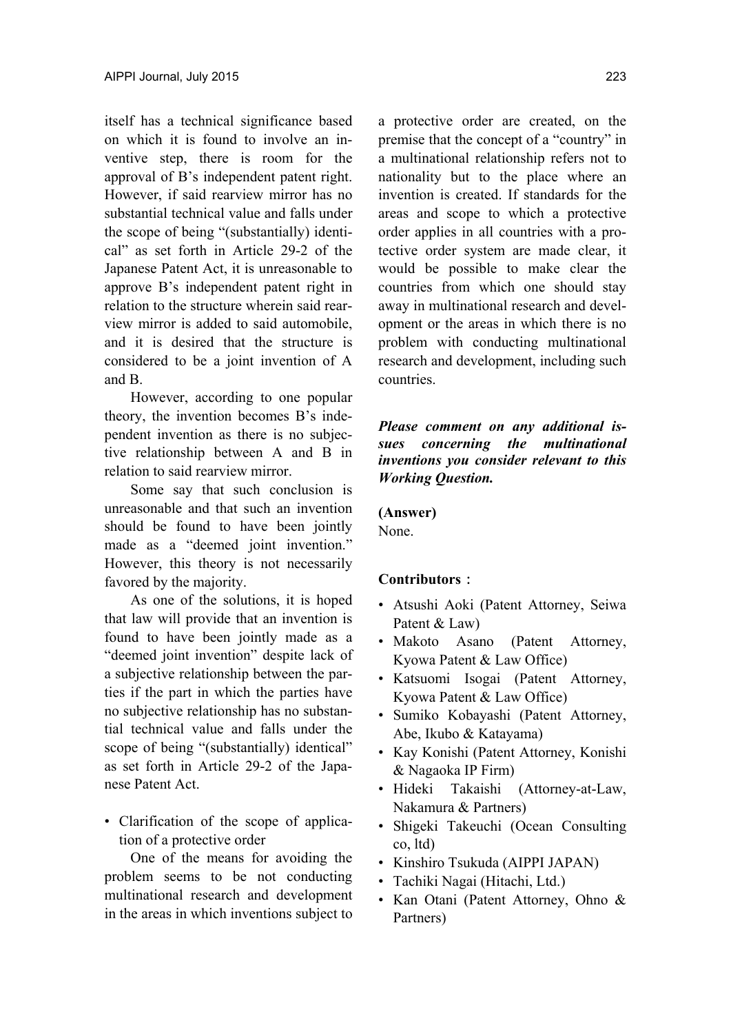itself has a technical significance based on which it is found to involve an inventive step, there is room for the approval of B's independent patent right. However, if said rearview mirror has no substantial technical value and falls under the scope of being "(substantially) identical" as set forth in Article 29-2 of the Japanese Patent Act, it is unreasonable to approve B's independent patent right in relation to the structure wherein said rearview mirror is added to said automobile, and it is desired that the structure is considered to be a joint invention of A and B.

However, according to one popular theory, the invention becomes B's independent invention as there is no subjective relationship between A and B in relation to said rearview mirror.

Some say that such conclusion is unreasonable and that such an invention should be found to have been jointly made as a "deemed joint invention." However, this theory is not necessarily favored by the majority.

As one of the solutions, it is hoped that law will provide that an invention is found to have been jointly made as a "deemed joint invention" despite lack of a subjective relationship between the parties if the part in which the parties have no subjective relationship has no substantial technical value and falls under the scope of being "(substantially) identical" as set forth in Article 29-2 of the Japanese Patent Act.

- Clarification of the scope of application of a protective order

One of the means for avoiding the problem seems to be not conducting multinational research and development in the areas in which inventions subject to a protective order are created, on the premise that the concept of a "country" in a multinational relationship refers not to nationality but to the place where an invention is created. If standards for the areas and scope to which a protective order applies in all countries with a protective order system are made clear, it would be possible to make clear the countries from which one should stay away in multinational research and development or the areas in which there is no problem with conducting multinational research and development, including such countries.

***Please comment on any additional issues concerning the multinational inventions you consider relevant to this Working Question.***

**(Answer)**
None.

**Contributors**：

- Atsushi Aoki (Patent Attorney, Seiwa Patent & Law)
- Makoto Asano (Patent Attorney, Kyowa Patent & Law Office)
- Katsuomi Isogai (Patent Attorney, Kyowa Patent & Law Office)
- Sumiko Kobayashi (Patent Attorney, Abe, Ikubo & Katayama)
- Kay Konishi (Patent Attorney, Konishi & Nagaoka IP Firm)
- Hideki Takaishi (Attorney-at-Law, Nakamura & Partners)
- Shigeki Takeuchi (Ocean Consulting co, ltd)
- Kinshiro Tsukuda (AIPPI JAPAN)
- Tachiki Nagai (Hitachi, Ltd.)
- Kan Otani (Patent Attorney, Ohno & Partners)